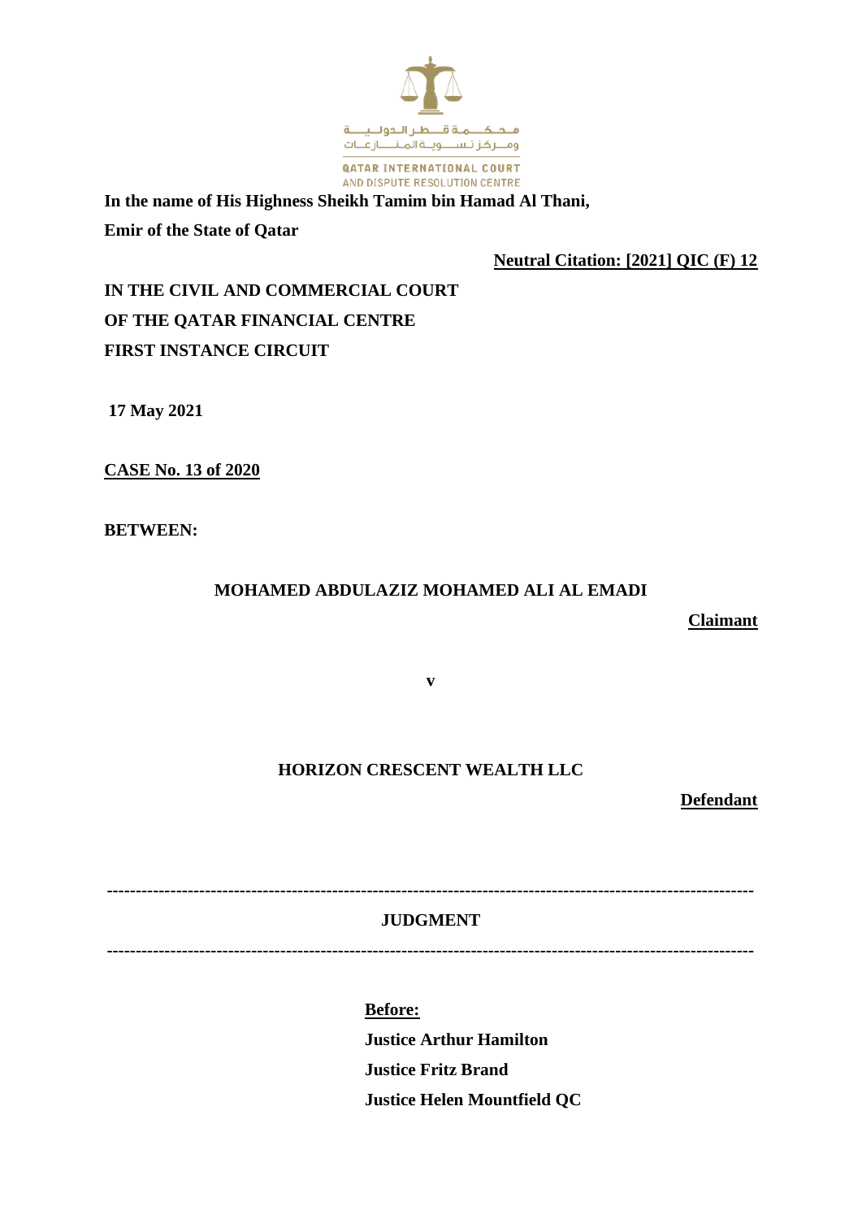محكمة قطر الدولية ومركز تسوية المنازعات

QATAR INTERNATIONAL COURT AND DISPUTE RESOLUTION CENTRE

**In the name of His Highness Sheikh Tamim bin Hamad Al Thani,**

**Emir of the State of Qatar**

**Neutral Citation: [2021] QIC (F) 12**

**IN THE CIVIL AND COMMERCIAL COURT**

**OF THE QATAR FINANCIAL CENTRE**

**FIRST INSTANCE CIRCUIT**

**17 May 2021**

**CASE No. 13 of 2020**

**BETWEEN:**

**MOHAMED ABDULAZIZ MOHAMED ALI AL EMADI**

**Claimant**

**v**

**HORIZON CRESCENT WEALTH LLC**

**Defendant**

---

**JUDGMENT**

---

**Before:**

**Justice Arthur Hamilton**

**Justice Fritz Brand**

**Justice Helen Mountfield QC**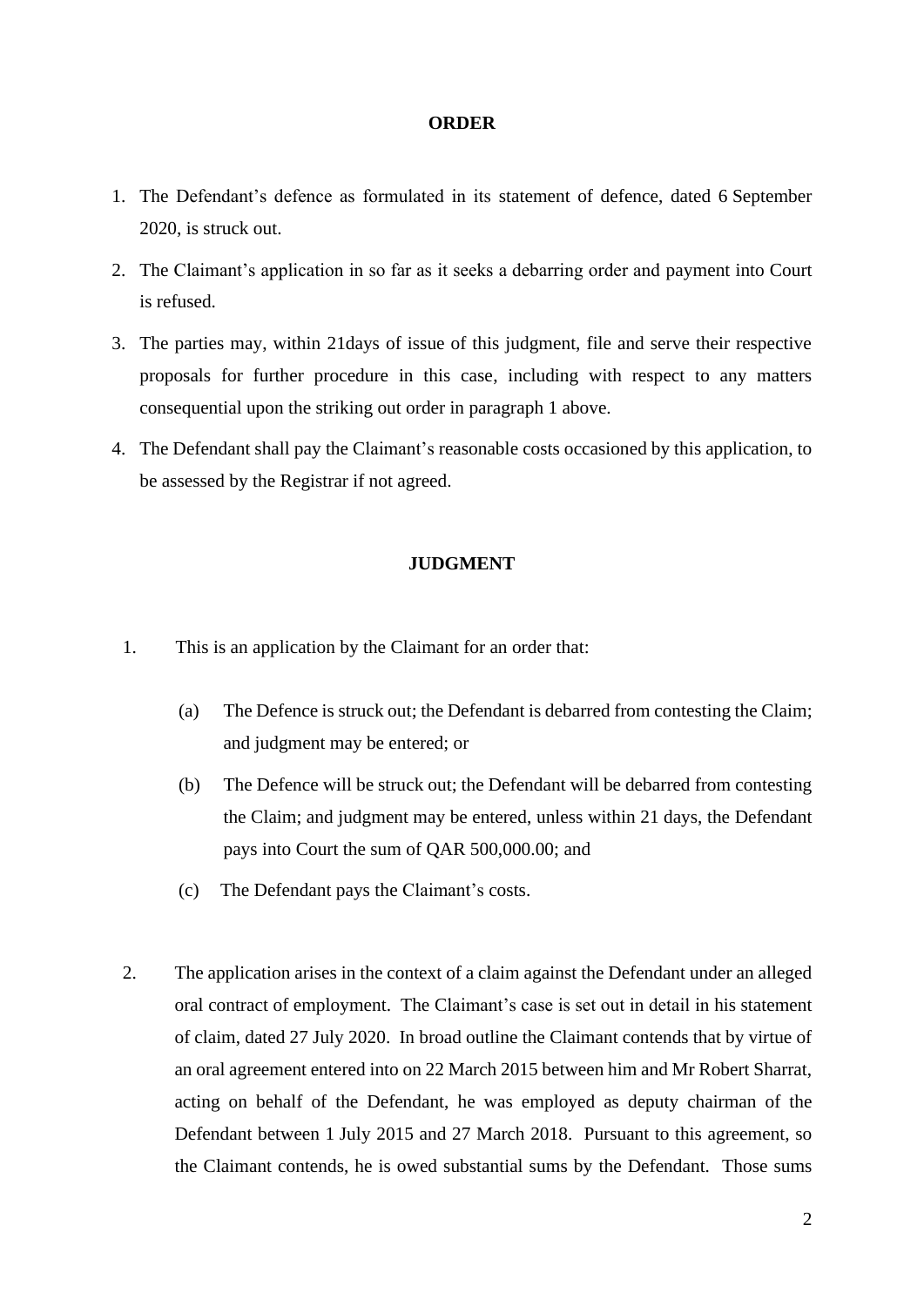**ORDER**

1. The Defendant's defence as formulated in its statement of defence, dated 6 September 2020, is struck out.
2. The Claimant's application in so far as it seeks a debarring order and payment into Court is refused.
3. The parties may, within 21days of issue of this judgment, file and serve their respective proposals for further procedure in this case, including with respect to any matters consequential upon the striking out order in paragraph 1 above.
4. The Defendant shall pay the Claimant's reasonable costs occasioned by this application, to be assessed by the Registrar if not agreed.

**JUDGMENT**

1. This is an application by the Claimant for an order that:

    (a) The Defence is struck out; the Defendant is debarred from contesting the Claim; and judgment may be entered; or

    (b) The Defence will be struck out; the Defendant will be debarred from contesting the Claim; and judgment may be entered, unless within 21 days, the Defendant pays into Court the sum of QAR 500,000.00; and

    (c) The Defendant pays the Claimant's costs.

2. The application arises in the context of a claim against the Defendant under an alleged oral contract of employment. The Claimant's case is set out in detail in his statement of claim, dated 27 July 2020. In broad outline the Claimant contends that by virtue of an oral agreement entered into on 22 March 2015 between him and Mr Robert Sharrat, acting on behalf of the Defendant, he was employed as deputy chairman of the Defendant between 1 July 2015 and 27 March 2018. Pursuant to this agreement, so the Claimant contends, he is owed substantial sums by the Defendant. Those sums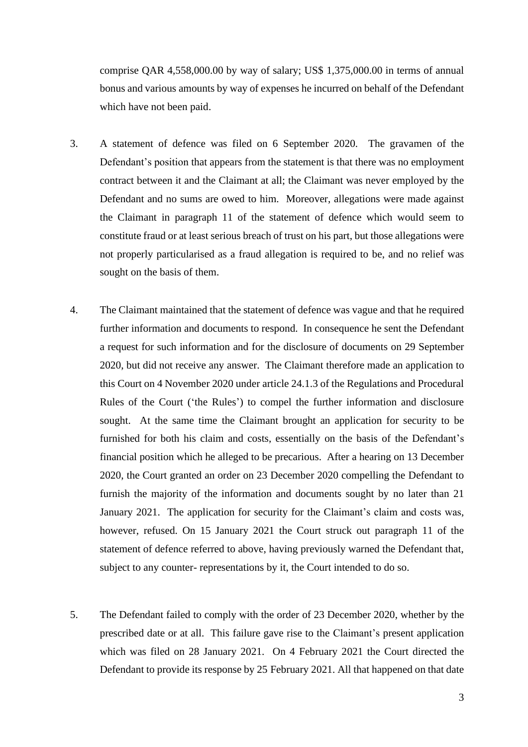comprise QAR 4,558,000.00 by way of salary; US$ 1,375,000.00 in terms of annual bonus and various amounts by way of expenses he incurred on behalf of the Defendant which have not been paid.

3. A statement of defence was filed on 6 September 2020. The gravamen of the Defendant's position that appears from the statement is that there was no employment contract between it and the Claimant at all; the Claimant was never employed by the Defendant and no sums are owed to him. Moreover, allegations were made against the Claimant in paragraph 11 of the statement of defence which would seem to constitute fraud or at least serious breach of trust on his part, but those allegations were not properly particularised as a fraud allegation is required to be, and no relief was sought on the basis of them.

4. The Claimant maintained that the statement of defence was vague and that he required further information and documents to respond. In consequence he sent the Defendant a request for such information and for the disclosure of documents on 29 September 2020, but did not receive any answer. The Claimant therefore made an application to this Court on 4 November 2020 under article 24.1.3 of the Regulations and Procedural Rules of the Court ('the Rules') to compel the further information and disclosure sought. At the same time the Claimant brought an application for security to be furnished for both his claim and costs, essentially on the basis of the Defendant's financial position which he alleged to be precarious. After a hearing on 13 December 2020, the Court granted an order on 23 December 2020 compelling the Defendant to furnish the majority of the information and documents sought by no later than 21 January 2021. The application for security for the Claimant's claim and costs was, however, refused. On 15 January 2021 the Court struck out paragraph 11 of the statement of defence referred to above, having previously warned the Defendant that, subject to any counter- representations by it, the Court intended to do so.

5. The Defendant failed to comply with the order of 23 December 2020, whether by the prescribed date or at all. This failure gave rise to the Claimant's present application which was filed on 28 January 2021. On 4 February 2021 the Court directed the Defendant to provide its response by 25 February 2021. All that happened on that date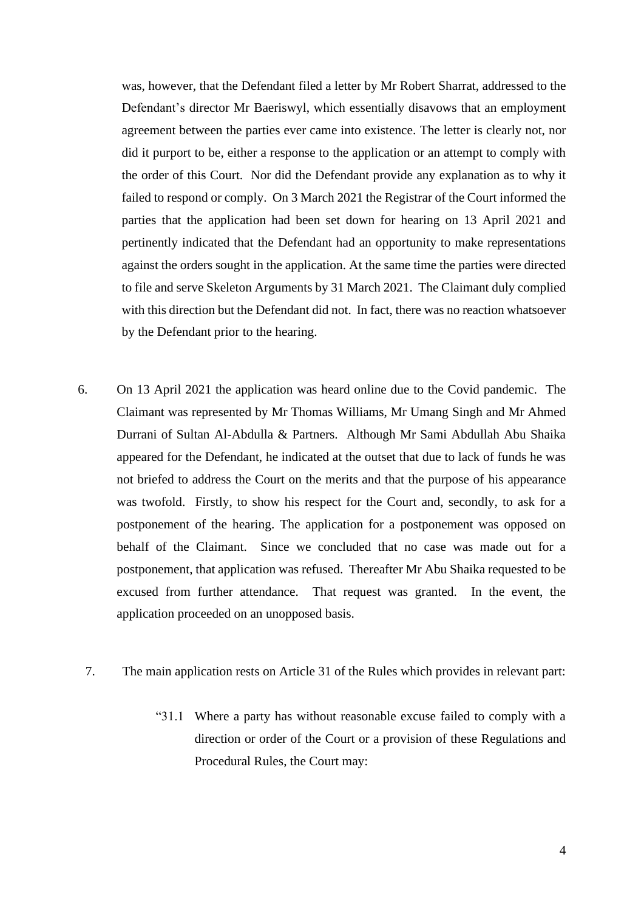was, however, that the Defendant filed a letter by Mr Robert Sharrat, addressed to the Defendant's director Mr Baeriswyl, which essentially disavows that an employment agreement between the parties ever came into existence. The letter is clearly not, nor did it purport to be, either a response to the application or an attempt to comply with the order of this Court. Nor did the Defendant provide any explanation as to why it failed to respond or comply. On 3 March 2021 the Registrar of the Court informed the parties that the application had been set down for hearing on 13 April 2021 and pertinently indicated that the Defendant had an opportunity to make representations against the orders sought in the application. At the same time the parties were directed to file and serve Skeleton Arguments by 31 March 2021. The Claimant duly complied with this direction but the Defendant did not. In fact, there was no reaction whatsoever by the Defendant prior to the hearing.

6. On 13 April 2021 the application was heard online due to the Covid pandemic. The Claimant was represented by Mr Thomas Williams, Mr Umang Singh and Mr Ahmed Durrani of Sultan Al-Abdulla & Partners. Although Mr Sami Abdullah Abu Shaika appeared for the Defendant, he indicated at the outset that due to lack of funds he was not briefed to address the Court on the merits and that the purpose of his appearance was twofold. Firstly, to show his respect for the Court and, secondly, to ask for a postponement of the hearing. The application for a postponement was opposed on behalf of the Claimant. Since we concluded that no case was made out for a postponement, that application was refused. Thereafter Mr Abu Shaika requested to be excused from further attendance. That request was granted. In the event, the application proceeded on an unopposed basis.

7. The main application rests on Article 31 of the Rules which provides in relevant part:

> "31.1 Where a party has without reasonable excuse failed to comply with a direction or order of the Court or a provision of these Regulations and Procedural Rules, the Court may: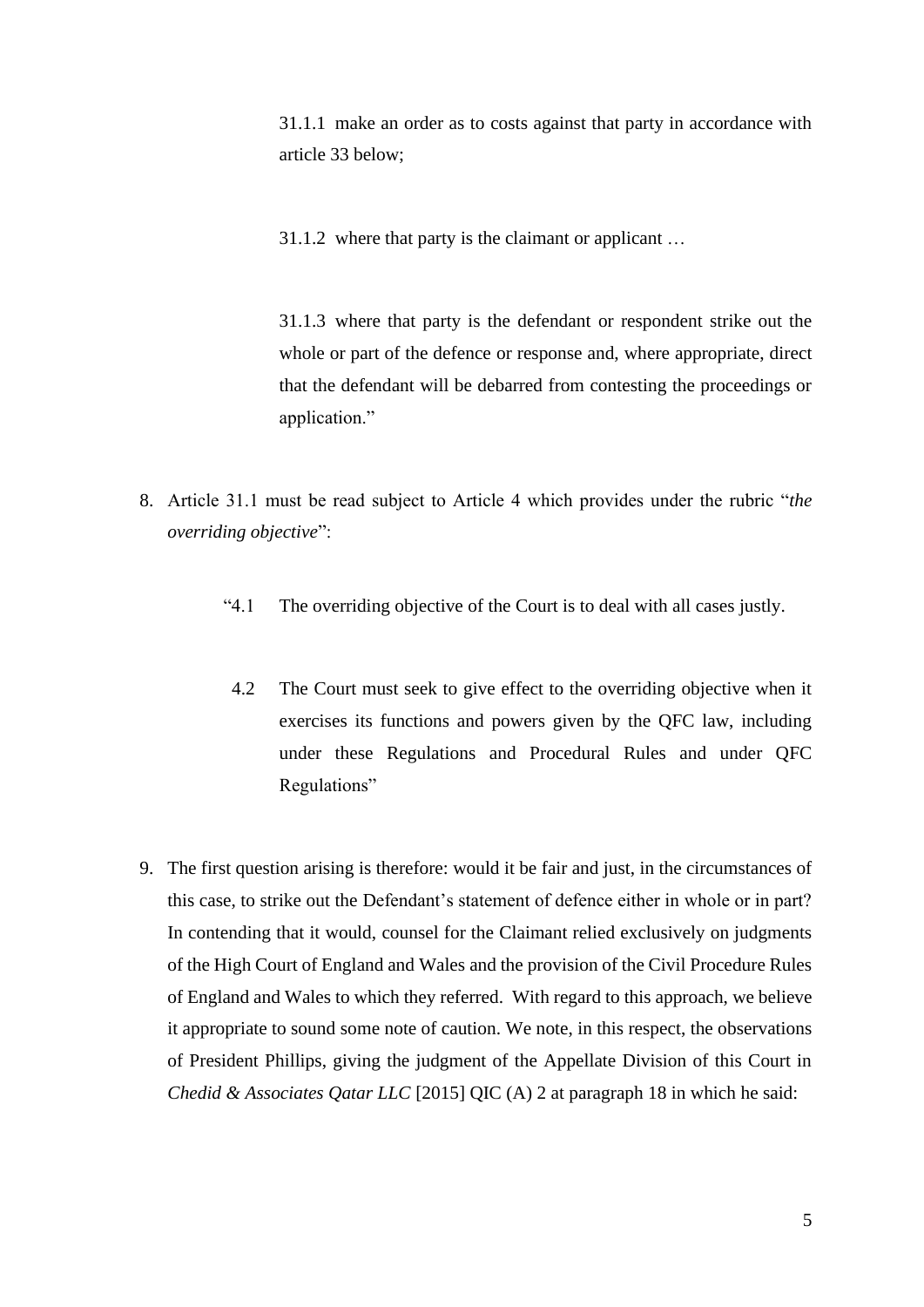31.1.1 make an order as to costs against that party in accordance with article 33 below;

31.1.2 where that party is the claimant or applicant …

31.1.3 where that party is the defendant or respondent strike out the whole or part of the defence or response and, where appropriate, direct that the defendant will be debarred from contesting the proceedings or application."

8. Article 31.1 must be read subject to Article 4 which provides under the rubric "*the overriding objective*":

> "4.1 The overriding objective of the Court is to deal with all cases justly.
>
> 4.2 The Court must seek to give effect to the overriding objective when it exercises its functions and powers given by the QFC law, including under these Regulations and Procedural Rules and under QFC Regulations"

9. The first question arising is therefore: would it be fair and just, in the circumstances of this case, to strike out the Defendant's statement of defence either in whole or in part? In contending that it would, counsel for the Claimant relied exclusively on judgments of the High Court of England and Wales and the provision of the Civil Procedure Rules of England and Wales to which they referred. With regard to this approach, we believe it appropriate to sound some note of caution. We note, in this respect, the observations of President Phillips, giving the judgment of the Appellate Division of this Court in *Chedid & Associates Qatar LLC* [2015] QIC (A) 2 at paragraph 18 in which he said: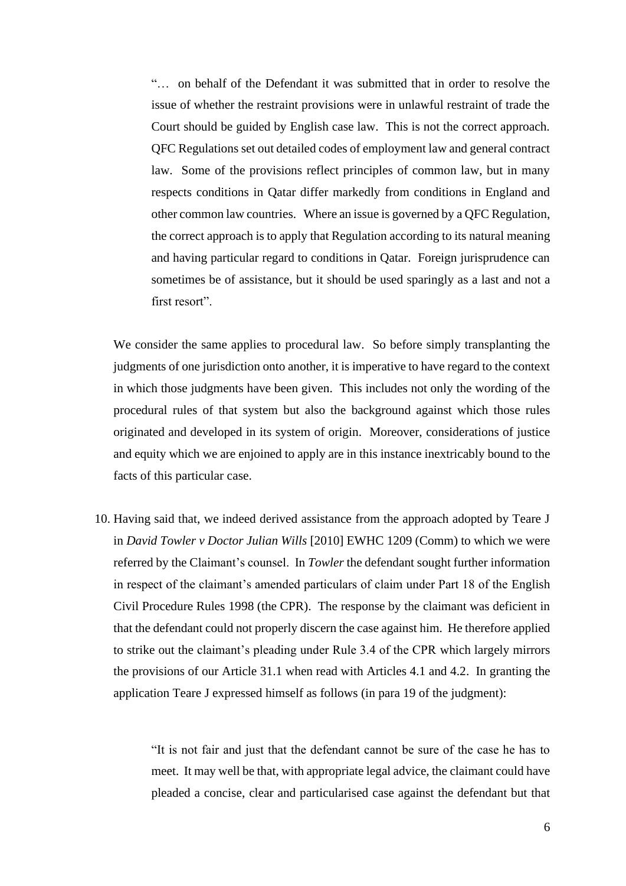> "… on behalf of the Defendant it was submitted that in order to resolve the issue of whether the restraint provisions were in unlawful restraint of trade the Court should be guided by English case law. This is not the correct approach. QFC Regulations set out detailed codes of employment law and general contract law. Some of the provisions reflect principles of common law, but in many respects conditions in Qatar differ markedly from conditions in England and other common law countries. Where an issue is governed by a QFC Regulation, the correct approach is to apply that Regulation according to its natural meaning and having particular regard to conditions in Qatar. Foreign jurisprudence can sometimes be of assistance, but it should be used sparingly as a last and not a first resort".

We consider the same applies to procedural law. So before simply transplanting the judgments of one jurisdiction onto another, it is imperative to have regard to the context in which those judgments have been given. This includes not only the wording of the procedural rules of that system but also the background against which those rules originated and developed in its system of origin. Moreover, considerations of justice and equity which we are enjoined to apply are in this instance inextricably bound to the facts of this particular case.

10. Having said that, we indeed derived assistance from the approach adopted by Teare J in *David Towler v Doctor Julian Wills* [2010] EWHC 1209 (Comm) to which we were referred by the Claimant's counsel. In *Towler* the defendant sought further information in respect of the claimant's amended particulars of claim under Part 18 of the English Civil Procedure Rules 1998 (the CPR). The response by the claimant was deficient in that the defendant could not properly discern the case against him. He therefore applied to strike out the claimant's pleading under Rule 3.4 of the CPR which largely mirrors the provisions of our Article 31.1 when read with Articles 4.1 and 4.2. In granting the application Teare J expressed himself as follows (in para 19 of the judgment):

> "It is not fair and just that the defendant cannot be sure of the case he has to meet. It may well be that, with appropriate legal advice, the claimant could have pleaded a concise, clear and particularised case against the defendant but that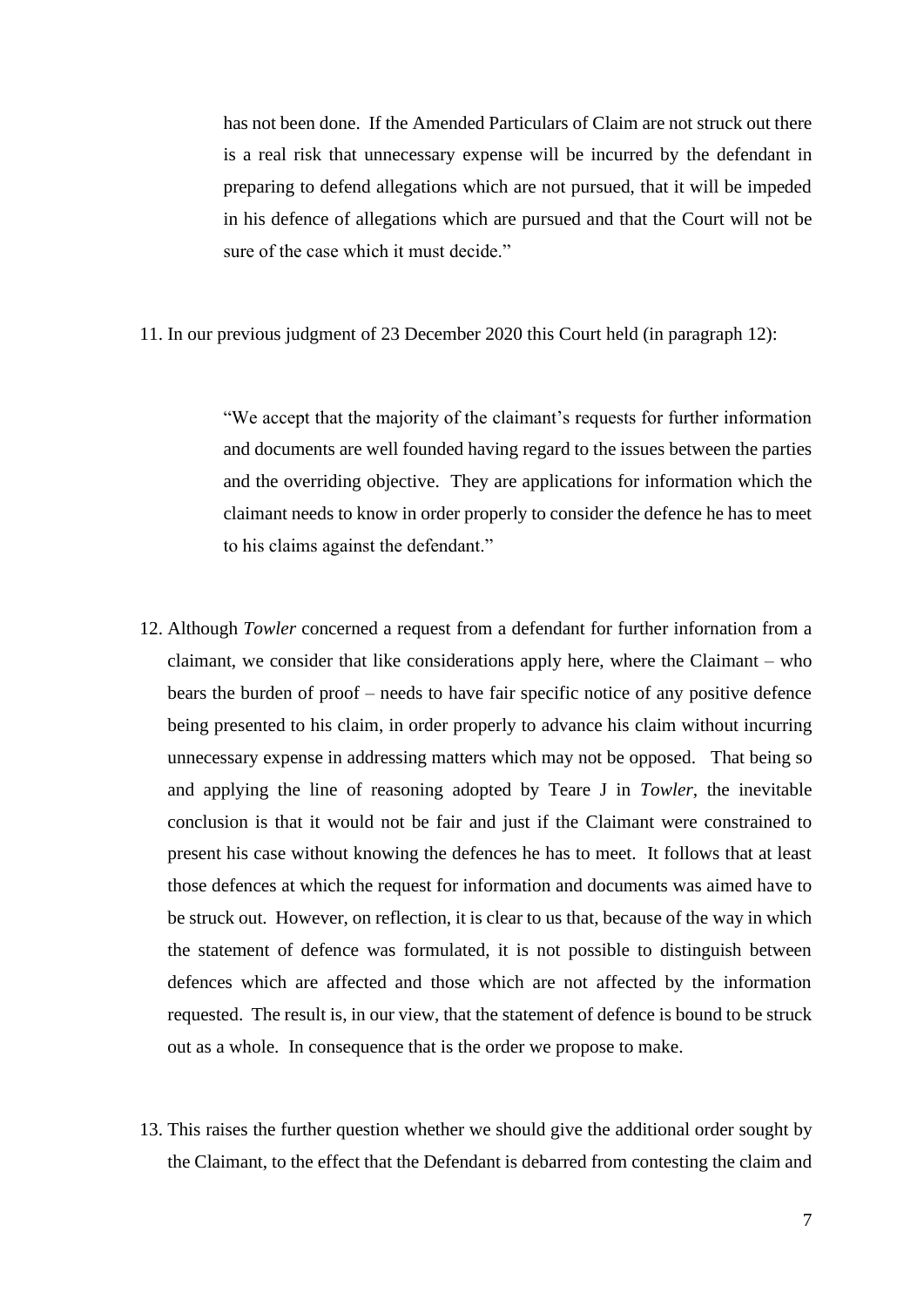> has not been done. If the Amended Particulars of Claim are not struck out there is a real risk that unnecessary expense will be incurred by the defendant in preparing to defend allegations which are not pursued, that it will be impeded in his defence of allegations which are pursued and that the Court will not be sure of the case which it must decide."

11. In our previous judgment of 23 December 2020 this Court held (in paragraph 12):

> "We accept that the majority of the claimant's requests for further information and documents are well founded having regard to the issues between the parties and the overriding objective. They are applications for information which the claimant needs to know in order properly to consider the defence he has to meet to his claims against the defendant."

12. Although *Towler* concerned a request from a defendant for further infornation from a claimant, we consider that like considerations apply here, where the Claimant – who bears the burden of proof – needs to have fair specific notice of any positive defence being presented to his claim, in order properly to advance his claim without incurring unnecessary expense in addressing matters which may not be opposed. That being so and applying the line of reasoning adopted by Teare J in *Towler*, the inevitable conclusion is that it would not be fair and just if the Claimant were constrained to present his case without knowing the defences he has to meet. It follows that at least those defences at which the request for information and documents was aimed have to be struck out. However, on reflection, it is clear to us that, because of the way in which the statement of defence was formulated, it is not possible to distinguish between defences which are affected and those which are not affected by the information requested. The result is, in our view, that the statement of defence is bound to be struck out as a whole. In consequence that is the order we propose to make.

13. This raises the further question whether we should give the additional order sought by the Claimant, to the effect that the Defendant is debarred from contesting the claim and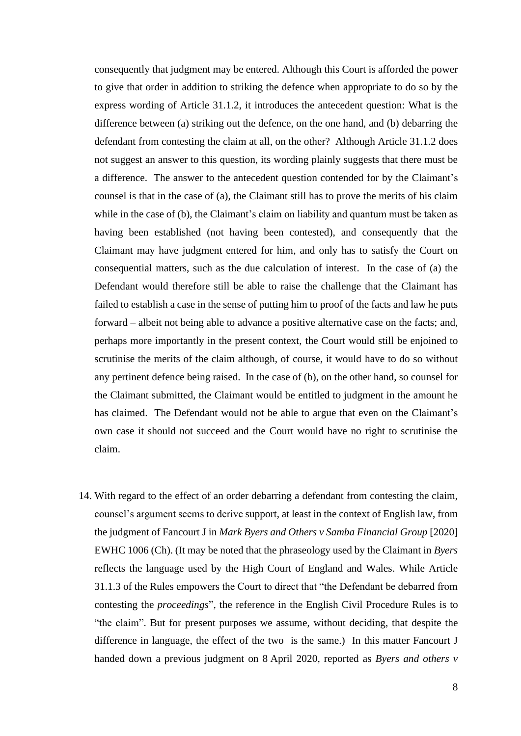consequently that judgment may be entered. Although this Court is afforded the power to give that order in addition to striking the defence when appropriate to do so by the express wording of Article 31.1.2, it introduces the antecedent question: What is the difference between (a) striking out the defence, on the one hand, and (b) debarring the defendant from contesting the claim at all, on the other? Although Article 31.1.2 does not suggest an answer to this question, its wording plainly suggests that there must be a difference. The answer to the antecedent question contended for by the Claimant's counsel is that in the case of (a), the Claimant still has to prove the merits of his claim while in the case of (b), the Claimant's claim on liability and quantum must be taken as having been established (not having been contested), and consequently that the Claimant may have judgment entered for him, and only has to satisfy the Court on consequential matters, such as the due calculation of interest. In the case of (a) the Defendant would therefore still be able to raise the challenge that the Claimant has failed to establish a case in the sense of putting him to proof of the facts and law he puts forward – albeit not being able to advance a positive alternative case on the facts; and, perhaps more importantly in the present context, the Court would still be enjoined to scrutinise the merits of the claim although, of course, it would have to do so without any pertinent defence being raised. In the case of (b), on the other hand, so counsel for the Claimant submitted, the Claimant would be entitled to judgment in the amount he has claimed. The Defendant would not be able to argue that even on the Claimant's own case it should not succeed and the Court would have no right to scrutinise the claim.

14. With regard to the effect of an order debarring a defendant from contesting the claim, counsel's argument seems to derive support, at least in the context of English law, from the judgment of Fancourt J in *Mark Byers and Others v Samba Financial Group* [2020] EWHC 1006 (Ch). (It may be noted that the phraseology used by the Claimant in *Byers* reflects the language used by the High Court of England and Wales. While Article 31.1.3 of the Rules empowers the Court to direct that "the Defendant be debarred from contesting the *proceedings*", the reference in the English Civil Procedure Rules is to "the claim". But for present purposes we assume, without deciding, that despite the difference in language, the effect of the two is the same.) In this matter Fancourt J handed down a previous judgment on 8 April 2020, reported as *Byers and others v*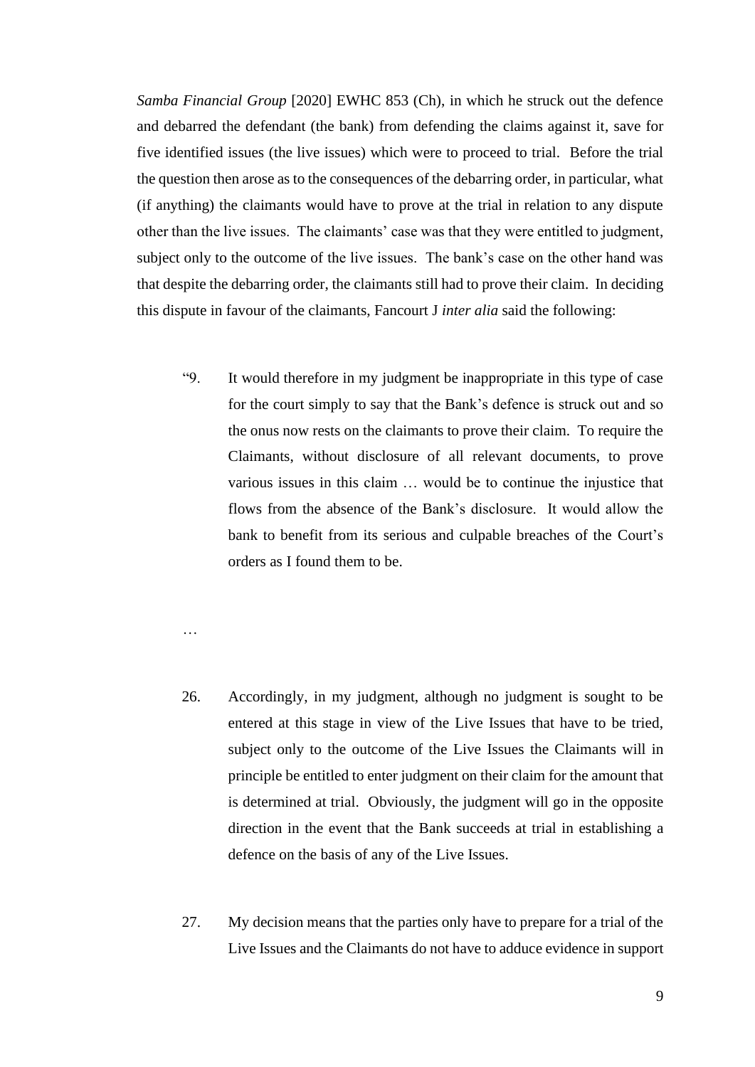*Samba Financial Group* [2020] EWHC 853 (Ch), in which he struck out the defence and debarred the defendant (the bank) from defending the claims against it, save for five identified issues (the live issues) which were to proceed to trial. Before the trial the question then arose as to the consequences of the debarring order, in particular, what (if anything) the claimants would have to prove at the trial in relation to any dispute other than the live issues. The claimants' case was that they were entitled to judgment, subject only to the outcome of the live issues. The bank's case on the other hand was that despite the debarring order, the claimants still had to prove their claim. In deciding this dispute in favour of the claimants, Fancourt J *inter alia* said the following:

> "9. It would therefore in my judgment be inappropriate in this type of case for the court simply to say that the Bank's defence is struck out and so the onus now rests on the claimants to prove their claim. To require the Claimants, without disclosure of all relevant documents, to prove various issues in this claim … would be to continue the injustice that flows from the absence of the Bank's disclosure. It would allow the bank to benefit from its serious and culpable breaches of the Court's orders as I found them to be.
>
> …
>
> 26. Accordingly, in my judgment, although no judgment is sought to be entered at this stage in view of the Live Issues that have to be tried, subject only to the outcome of the Live Issues the Claimants will in principle be entitled to enter judgment on their claim for the amount that is determined at trial. Obviously, the judgment will go in the opposite direction in the event that the Bank succeeds at trial in establishing a defence on the basis of any of the Live Issues.
>
> 27. My decision means that the parties only have to prepare for a trial of the Live Issues and the Claimants do not have to adduce evidence in support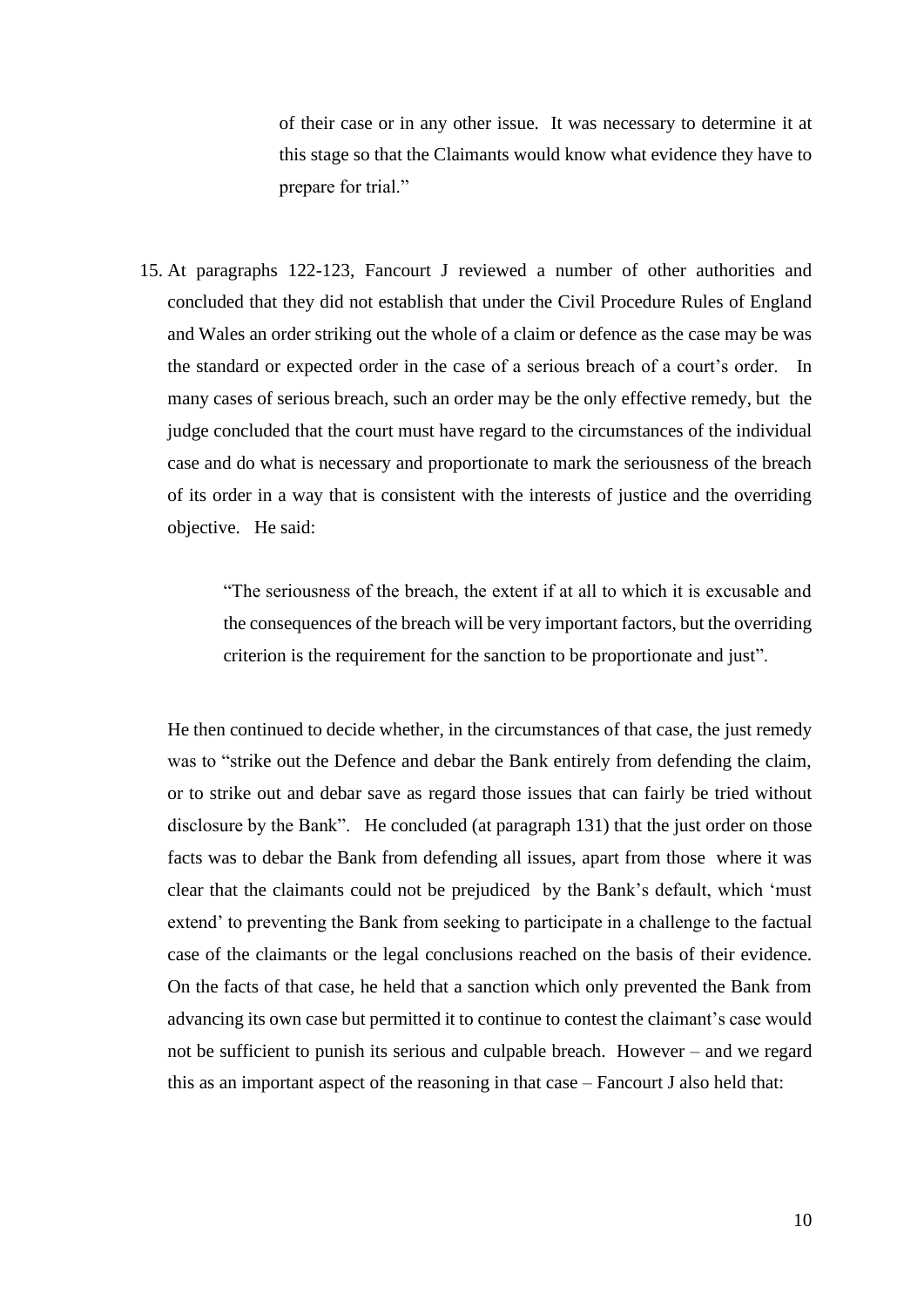> of their case or in any other issue. It was necessary to determine it at this stage so that the Claimants would know what evidence they have to prepare for trial."

15. At paragraphs 122-123, Fancourt J reviewed a number of other authorities and concluded that they did not establish that under the Civil Procedure Rules of England and Wales an order striking out the whole of a claim or defence as the case may be was the standard or expected order in the case of a serious breach of a court's order. In many cases of serious breach, such an order may be the only effective remedy, but the judge concluded that the court must have regard to the circumstances of the individual case and do what is necessary and proportionate to mark the seriousness of the breach of its order in a way that is consistent with the interests of justice and the overriding objective. He said:

> "The seriousness of the breach, the extent if at all to which it is excusable and the consequences of the breach will be very important factors, but the overriding criterion is the requirement for the sanction to be proportionate and just".

He then continued to decide whether, in the circumstances of that case, the just remedy was to "strike out the Defence and debar the Bank entirely from defending the claim, or to strike out and debar save as regard those issues that can fairly be tried without disclosure by the Bank". He concluded (at paragraph 131) that the just order on those facts was to debar the Bank from defending all issues, apart from those where it was clear that the claimants could not be prejudiced by the Bank's default, which 'must extend' to preventing the Bank from seeking to participate in a challenge to the factual case of the claimants or the legal conclusions reached on the basis of their evidence. On the facts of that case, he held that a sanction which only prevented the Bank from advancing its own case but permitted it to continue to contest the claimant's case would not be sufficient to punish its serious and culpable breach. However – and we regard this as an important aspect of the reasoning in that case – Fancourt J also held that: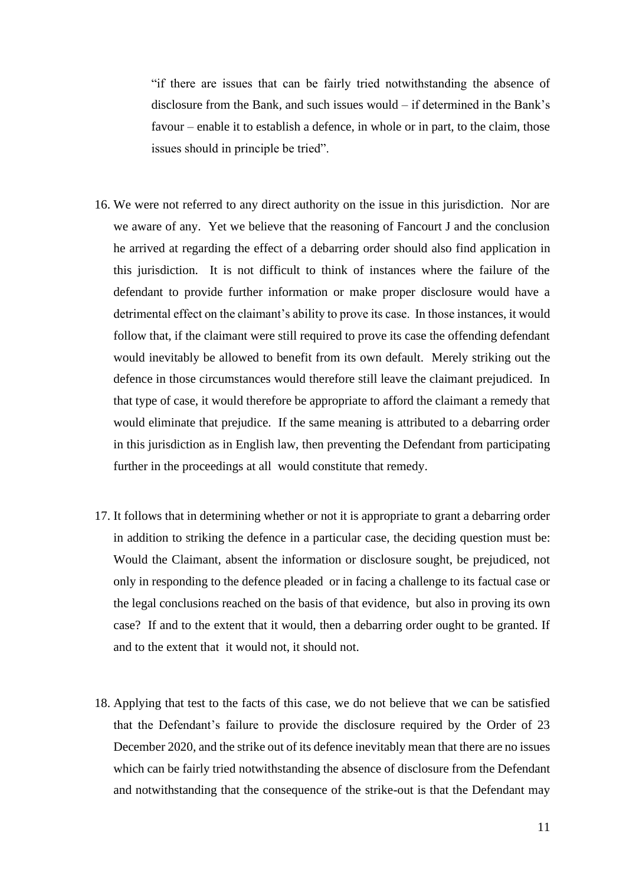> "if there are issues that can be fairly tried notwithstanding the absence of disclosure from the Bank, and such issues would – if determined in the Bank's favour – enable it to establish a defence, in whole or in part, to the claim, those issues should in principle be tried".

16. We were not referred to any direct authority on the issue in this jurisdiction. Nor are we aware of any. Yet we believe that the reasoning of Fancourt J and the conclusion he arrived at regarding the effect of a debarring order should also find application in this jurisdiction. It is not difficult to think of instances where the failure of the defendant to provide further information or make proper disclosure would have a detrimental effect on the claimant's ability to prove its case. In those instances, it would follow that, if the claimant were still required to prove its case the offending defendant would inevitably be allowed to benefit from its own default. Merely striking out the defence in those circumstances would therefore still leave the claimant prejudiced. In that type of case, it would therefore be appropriate to afford the claimant a remedy that would eliminate that prejudice. If the same meaning is attributed to a debarring order in this jurisdiction as in English law, then preventing the Defendant from participating further in the proceedings at all would constitute that remedy.

17. It follows that in determining whether or not it is appropriate to grant a debarring order in addition to striking the defence in a particular case, the deciding question must be: Would the Claimant, absent the information or disclosure sought, be prejudiced, not only in responding to the defence pleaded or in facing a challenge to its factual case or the legal conclusions reached on the basis of that evidence, but also in proving its own case? If and to the extent that it would, then a debarring order ought to be granted. If and to the extent that it would not, it should not.

18. Applying that test to the facts of this case, we do not believe that we can be satisfied that the Defendant's failure to provide the disclosure required by the Order of 23 December 2020, and the strike out of its defence inevitably mean that there are no issues which can be fairly tried notwithstanding the absence of disclosure from the Defendant and notwithstanding that the consequence of the strike-out is that the Defendant may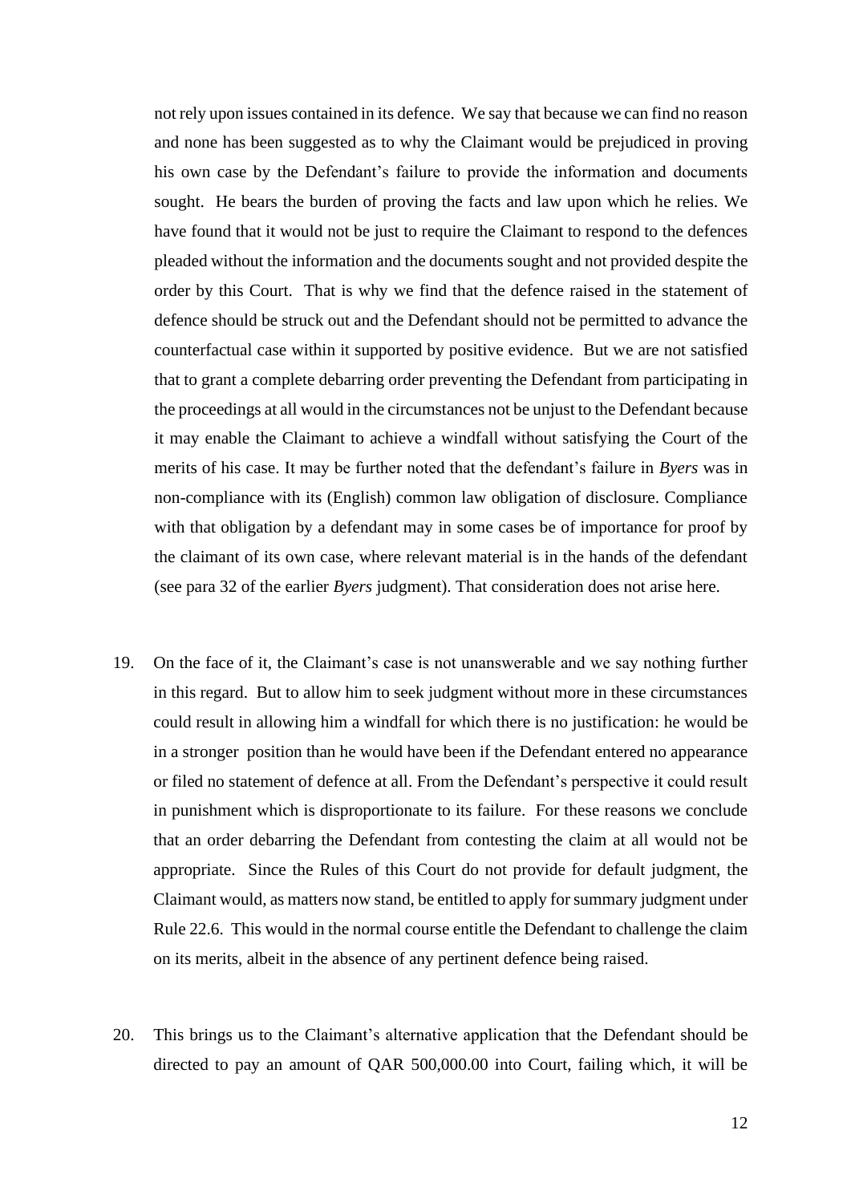not rely upon issues contained in its defence. We say that because we can find no reason and none has been suggested as to why the Claimant would be prejudiced in proving his own case by the Defendant's failure to provide the information and documents sought. He bears the burden of proving the facts and law upon which he relies. We have found that it would not be just to require the Claimant to respond to the defences pleaded without the information and the documents sought and not provided despite the order by this Court. That is why we find that the defence raised in the statement of defence should be struck out and the Defendant should not be permitted to advance the counterfactual case within it supported by positive evidence. But we are not satisfied that to grant a complete debarring order preventing the Defendant from participating in the proceedings at all would in the circumstances not be unjust to the Defendant because it may enable the Claimant to achieve a windfall without satisfying the Court of the merits of his case. It may be further noted that the defendant's failure in *Byers* was in non-compliance with its (English) common law obligation of disclosure. Compliance with that obligation by a defendant may in some cases be of importance for proof by the claimant of its own case, where relevant material is in the hands of the defendant (see para 32 of the earlier *Byers* judgment). That consideration does not arise here.

19. On the face of it, the Claimant's case is not unanswerable and we say nothing further in this regard. But to allow him to seek judgment without more in these circumstances could result in allowing him a windfall for which there is no justification: he would be in a stronger position than he would have been if the Defendant entered no appearance or filed no statement of defence at all. From the Defendant's perspective it could result in punishment which is disproportionate to its failure. For these reasons we conclude that an order debarring the Defendant from contesting the claim at all would not be appropriate. Since the Rules of this Court do not provide for default judgment, the Claimant would, as matters now stand, be entitled to apply for summary judgment under Rule 22.6. This would in the normal course entitle the Defendant to challenge the claim on its merits, albeit in the absence of any pertinent defence being raised.

20. This brings us to the Claimant's alternative application that the Defendant should be directed to pay an amount of QAR 500,000.00 into Court, failing which, it will be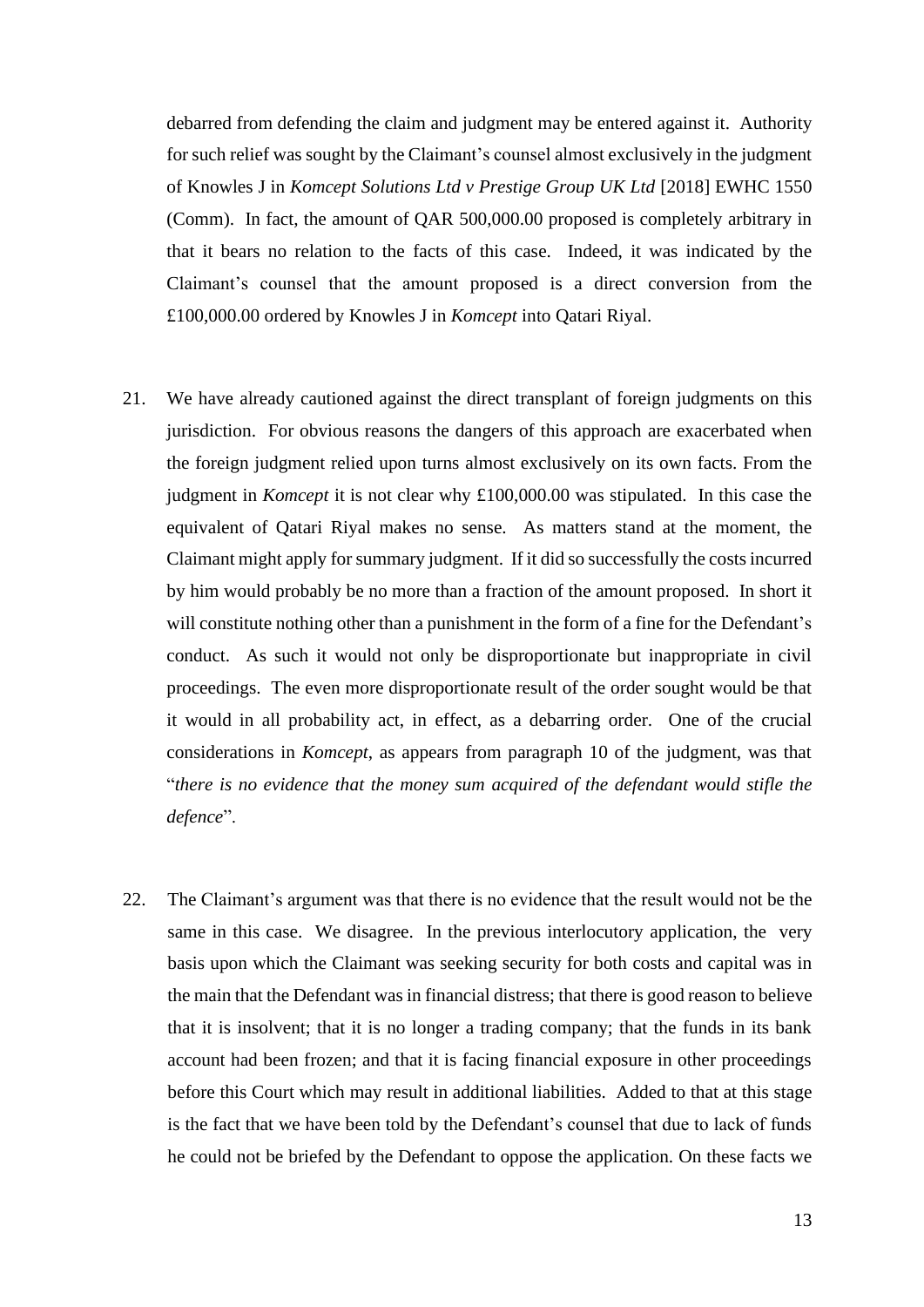debarred from defending the claim and judgment may be entered against it. Authority for such relief was sought by the Claimant's counsel almost exclusively in the judgment of Knowles J in *Komcept Solutions Ltd v Prestige Group UK Ltd* [2018] EWHC 1550 (Comm). In fact, the amount of QAR 500,000.00 proposed is completely arbitrary in that it bears no relation to the facts of this case. Indeed, it was indicated by the Claimant's counsel that the amount proposed is a direct conversion from the £100,000.00 ordered by Knowles J in *Komcept* into Qatari Riyal.

21. We have already cautioned against the direct transplant of foreign judgments on this jurisdiction. For obvious reasons the dangers of this approach are exacerbated when the foreign judgment relied upon turns almost exclusively on its own facts. From the judgment in *Komcept* it is not clear why £100,000.00 was stipulated. In this case the equivalent of Qatari Riyal makes no sense. As matters stand at the moment, the Claimant might apply for summary judgment. If it did so successfully the costs incurred by him would probably be no more than a fraction of the amount proposed. In short it will constitute nothing other than a punishment in the form of a fine for the Defendant's conduct. As such it would not only be disproportionate but inappropriate in civil proceedings. The even more disproportionate result of the order sought would be that it would in all probability act, in effect, as a debarring order. One of the crucial considerations in *Komcept*, as appears from paragraph 10 of the judgment, was that "*there is no evidence that the money sum acquired of the defendant would stifle the defence*".

22. The Claimant's argument was that there is no evidence that the result would not be the same in this case. We disagree. In the previous interlocutory application, the very basis upon which the Claimant was seeking security for both costs and capital was in the main that the Defendant was in financial distress; that there is good reason to believe that it is insolvent; that it is no longer a trading company; that the funds in its bank account had been frozen; and that it is facing financial exposure in other proceedings before this Court which may result in additional liabilities. Added to that at this stage is the fact that we have been told by the Defendant's counsel that due to lack of funds he could not be briefed by the Defendant to oppose the application. On these facts we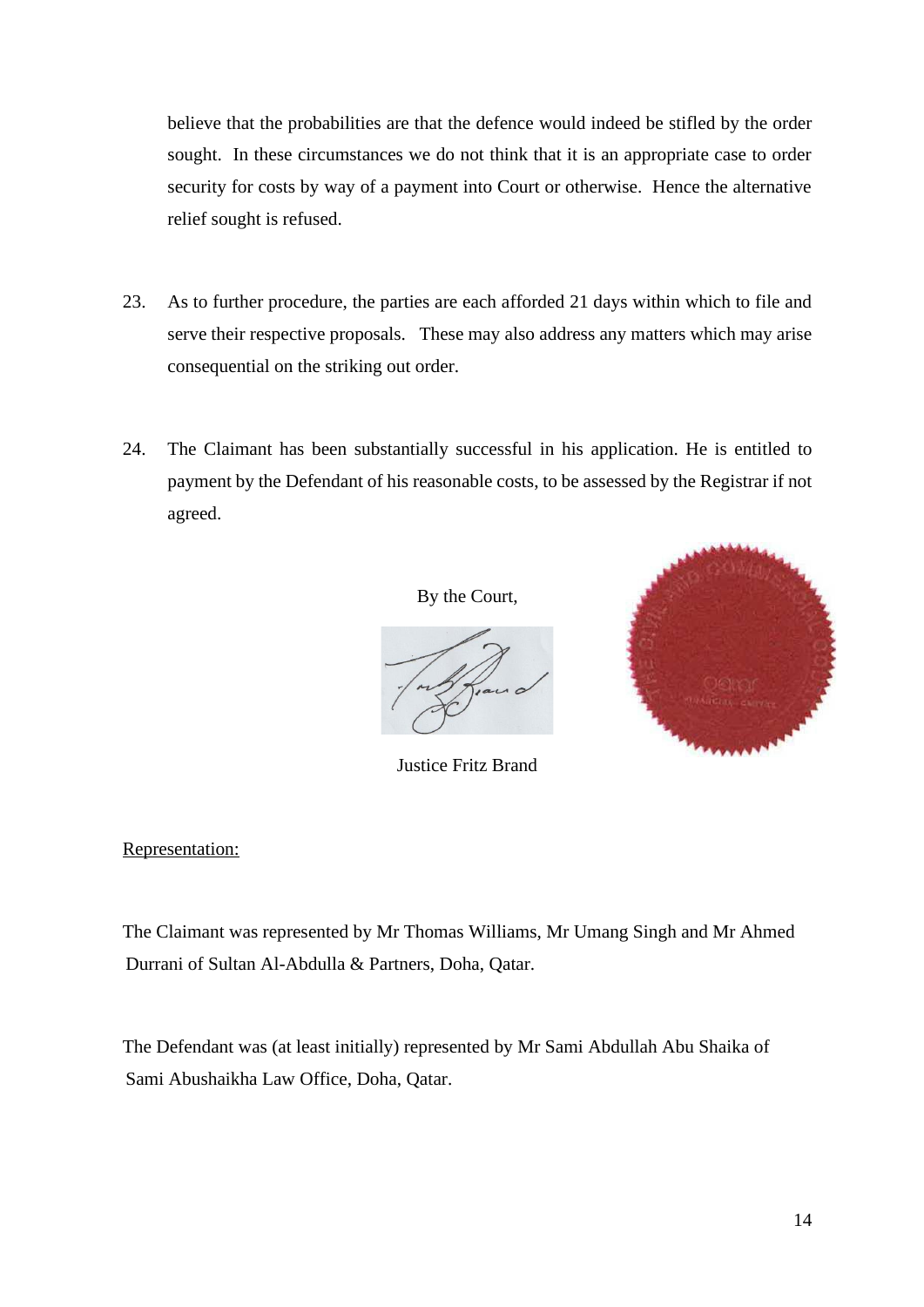believe that the probabilities are that the defence would indeed be stifled by the order sought. In these circumstances we do not think that it is an appropriate case to order security for costs by way of a payment into Court or otherwise. Hence the alternative relief sought is refused.

23. As to further procedure, the parties are each afforded 21 days within which to file and serve their respective proposals. These may also address any matters which may arise consequential on the striking out order.

24. The Claimant has been substantially successful in his application. He is entitled to payment by the Defendant of his reasonable costs, to be assessed by the Registrar if not agreed.

By the Court,

Justice Fritz Brand

Representation:

The Claimant was represented by Mr Thomas Williams, Mr Umang Singh and Mr Ahmed Durrani of Sultan Al-Abdulla & Partners, Doha, Qatar.

The Defendant was (at least initially) represented by Mr Sami Abdullah Abu Shaika of Sami Abushaikha Law Office, Doha, Qatar.